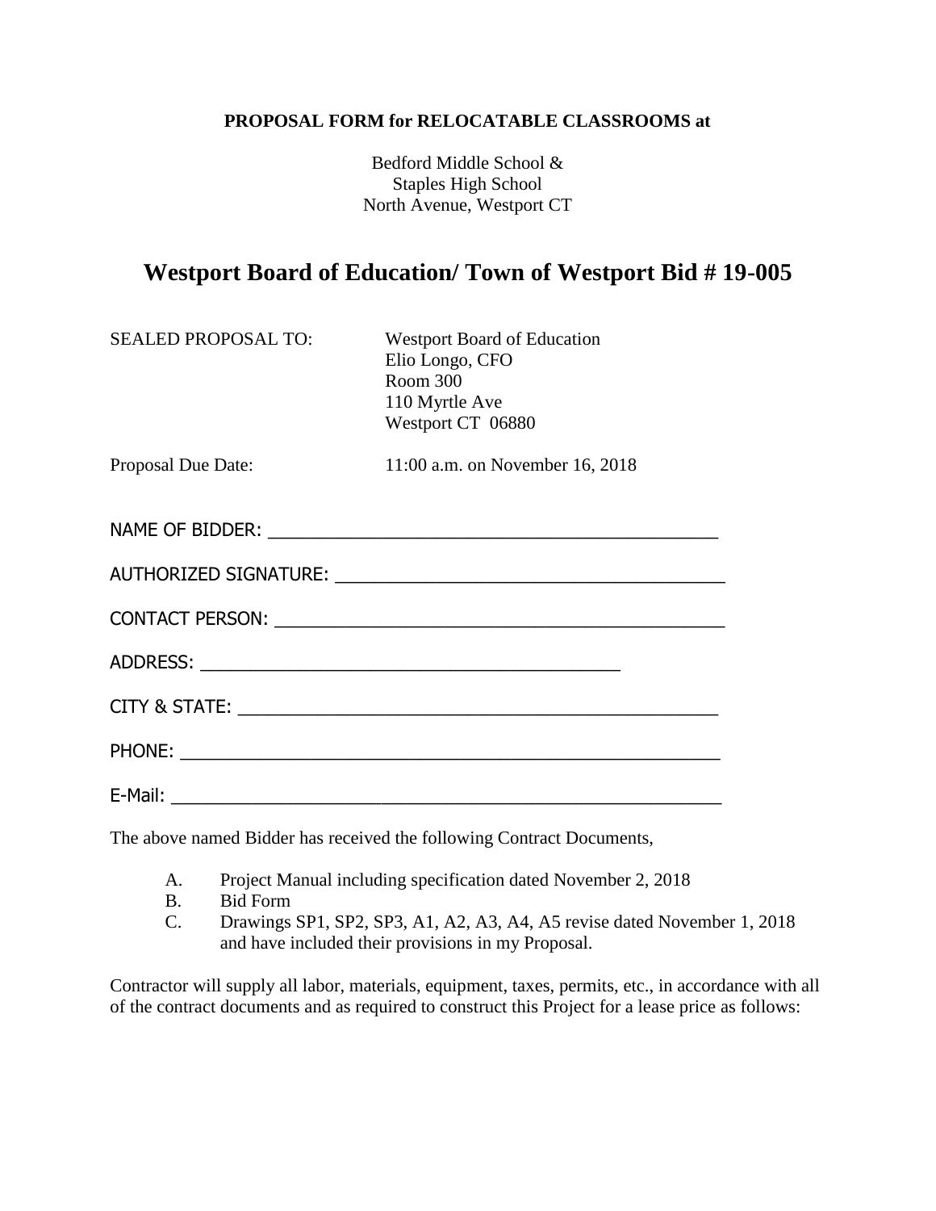**PROPOSAL FORM for RELOCATABLE CLASSROOMS at**

Bedford Middle School &
Staples High School
North Avenue, Westport CT

# Westport Board of Education/ Town of Westport Bid # 19-005

SEALED PROPOSAL TO: Westport Board of Education
Elio Longo, CFO
Room 300
110 Myrtle Ave
Westport CT 06880

Proposal Due Date: 11:00 a.m. on November 16, 2018

NAME OF BIDDER: ___________________________________________

AUTHORIZED SIGNATURE: _____________________________________

CONTACT PERSON: __________________________________________

ADDRESS: ________________________________________

CITY & STATE: _____________________________________________

PHONE: ___________________________________________________

E-Mail: ___________________________________________________

The above named Bidder has received the following Contract Documents,

A. Project Manual including specification dated November 2, 2018
B. Bid Form
C. Drawings SP1, SP2, SP3, A1, A2, A3, A4, A5 revise dated November 1, 2018 and have included their provisions in my Proposal.

Contractor will supply all labor, materials, equipment, taxes, permits, etc., in accordance with all of the contract documents and as required to construct this Project for a lease price as follows: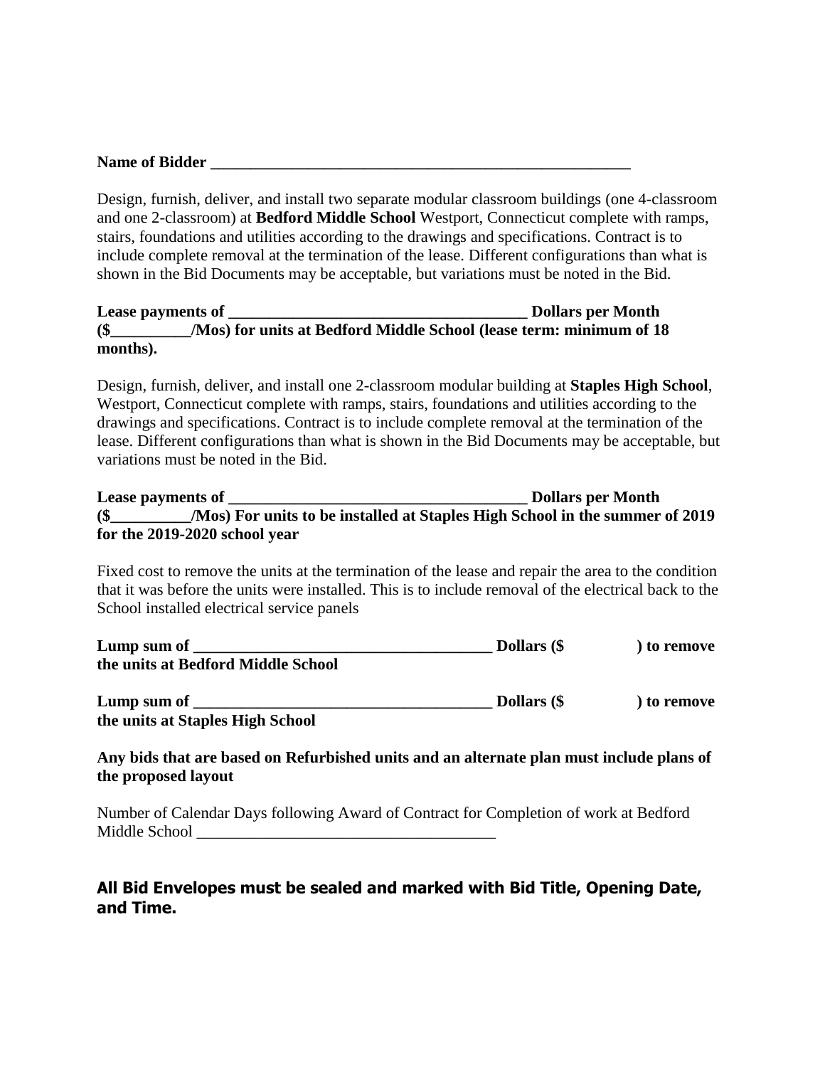**Name of Bidder \_\_\_\_\_\_\_\_\_\_\_\_\_\_\_\_\_\_\_\_\_\_\_\_\_\_\_\_\_\_\_\_\_\_\_\_\_\_\_\_\_\_\_\_\_\_\_\_\_\_\_\_\_\_\_\_**

Design, furnish, deliver, and install two separate modular classroom buildings (one 4-classroom and one 2-classroom) at **Bedford Middle School** Westport, Connecticut complete with ramps, stairs, foundations and utilities according to the drawings and specifications. Contract is to include complete removal at the termination of the lease. Different configurations than what is shown in the Bid Documents may be acceptable, but variations must be noted in the Bid.

**Lease payments of \_\_\_\_\_\_\_\_\_\_\_\_\_\_\_\_\_\_\_\_\_\_\_\_\_\_\_\_\_\_\_\_\_\_\_\_\_\_\_ Dollars per Month ($\_\_\_\_\_\_\_\_\_\_/Mos) for units at Bedford Middle School (lease term: minimum of 18 months).**

Design, furnish, deliver, and install one 2-classroom modular building at **Staples High School**, Westport, Connecticut complete with ramps, stairs, foundations and utilities according to the drawings and specifications. Contract is to include complete removal at the termination of the lease. Different configurations than what is shown in the Bid Documents may be acceptable, but variations must be noted in the Bid.

**Lease payments of \_\_\_\_\_\_\_\_\_\_\_\_\_\_\_\_\_\_\_\_\_\_\_\_\_\_\_\_\_\_\_\_\_\_\_\_\_\_\_ Dollars per Month ($\_\_\_\_\_\_\_\_\_\_/Mos) For units to be installed at Staples High School in the summer of 2019 for the 2019-2020 school year**

Fixed cost to remove the units at the termination of the lease and repair the area to the condition that it was before the units were installed. This is to include removal of the electrical back to the School installed electrical service panels

**Lump sum of \_\_\_\_\_\_\_\_\_\_\_\_\_\_\_\_\_\_\_\_\_\_\_\_\_\_\_\_\_\_\_\_\_\_\_\_\_\_\_ Dollars ($ &nbsp;&nbsp;&nbsp;&nbsp;&nbsp;&nbsp;&nbsp;&nbsp;&nbsp;&nbsp; ) to remove the units at Bedford Middle School**

**Lump sum of \_\_\_\_\_\_\_\_\_\_\_\_\_\_\_\_\_\_\_\_\_\_\_\_\_\_\_\_\_\_\_\_\_\_\_\_\_\_\_ Dollars ($ &nbsp;&nbsp;&nbsp;&nbsp;&nbsp;&nbsp;&nbsp;&nbsp;&nbsp;&nbsp; ) to remove the units at Staples High School**

**Any bids that are based on Refurbished units and an alternate plan must include plans of the proposed layout**

Number of Calendar Days following Award of Contract for Completion of work at Bedford Middle School \_\_\_\_\_\_\_\_\_\_\_\_\_\_\_\_\_\_\_\_\_\_\_\_\_\_\_\_\_\_\_\_\_\_\_\_\_\_\_

**All Bid Envelopes must be sealed and marked with Bid Title, Opening Date, and Time.**